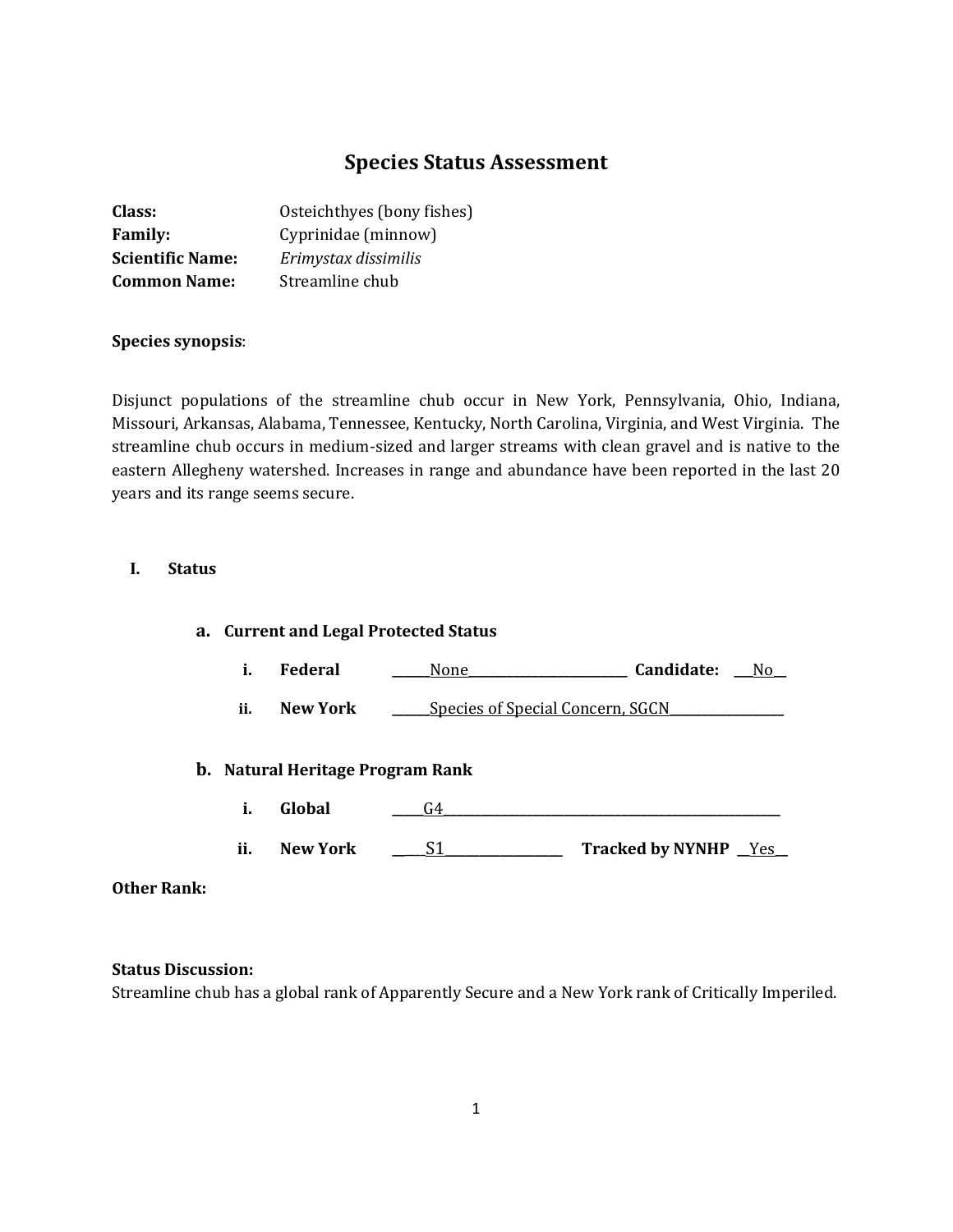# Species Status Assessment

**Class:** Osteichthyes (bony fishes)
**Family:** Cyprinidae (minnow)
**Scientific Name:** *Erimystax dissimilis*
**Common Name:** Streamline chub

**Species synopsis**:

Disjunct populations of the streamline chub occur in New York, Pennsylvania, Ohio, Indiana, Missouri, Arkansas, Alabama, Tennessee, Kentucky, North Carolina, Virginia, and West Virginia. The streamline chub occurs in medium-sized and larger streams with clean gravel and is native to the eastern Allegheny watershed. Increases in range and abundance have been reported in the last 20 years and its range seems secure.

## I. Status

### a. Current and Legal Protected Status

i. **Federal** ______None______________________ **Candidate:** ___No__

ii. **New York** ______Species of Special Concern, SGCN_________________

### b. Natural Heritage Program Rank

i. **Global** _____G4_______________________________________________

ii. **New York** _____S1__________________ **Tracked by NYNHP** __Yes__

**Other Rank:**

**Status Discussion:**
Streamline chub has a global rank of Apparently Secure and a New York rank of Critically Imperiled.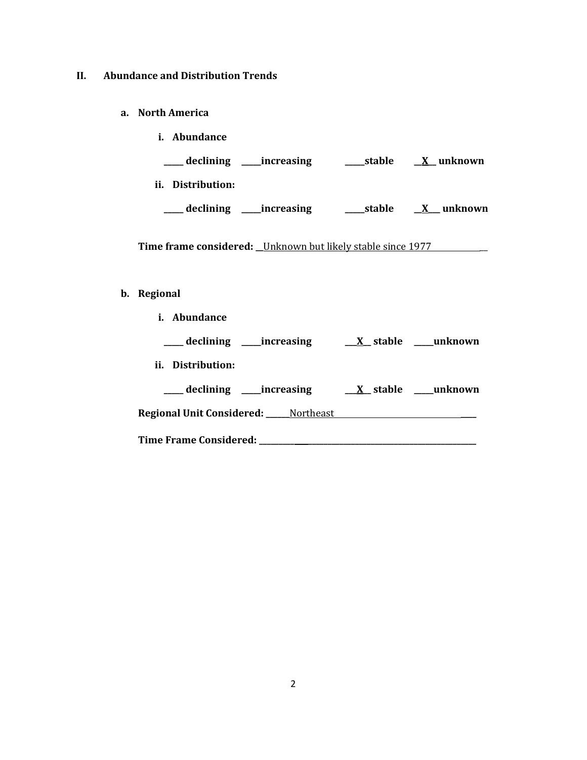## II. Abundance and Distribution Trends

### a. North America

**i. Abundance**

**_____ declining _____increasing _____stable __X__ unknown**

**ii. Distribution:**

**_____ declining _____increasing _____stable __X__ unknown**

**Time frame considered:** __Unknown but likely stable since 1977__

### b. Regional

**i. Abundance**

**_____ declining _____increasing __X__ stable _____unknown**

**ii. Distribution:**

**_____ declining _____increasing __X__ stable _____unknown**

**Regional Unit Considered:** ______Northeast______

**Time Frame Considered:** ______________________________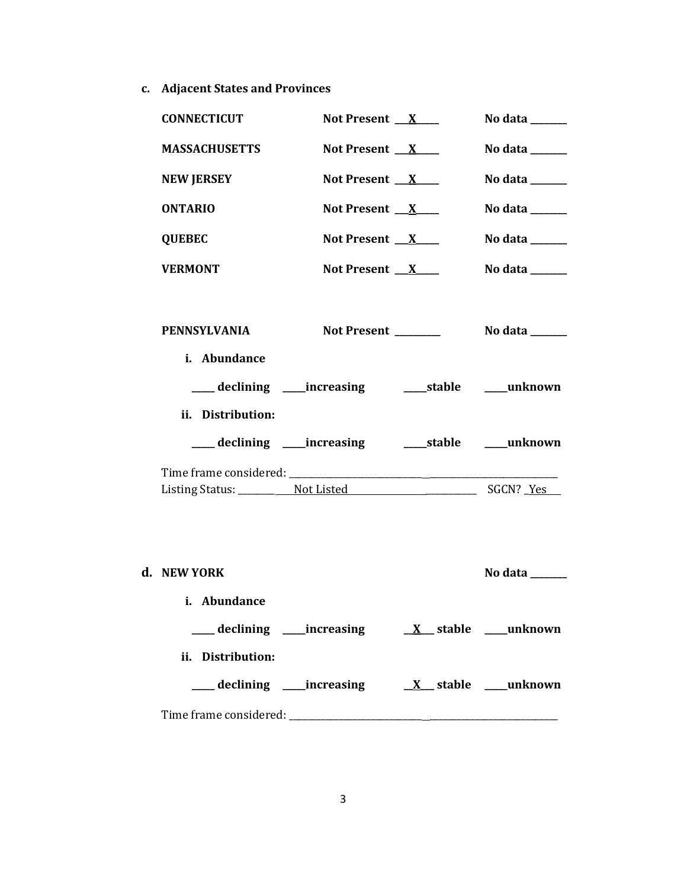**c. Adjacent States and Provinces**

**CONNECTICUT** **Not Present** __X__ **No data** ____

**MASSACHUSETTS** **Not Present** __X__ **No data** ____

**NEW JERSEY** **Not Present** __X__ **No data** ____

**ONTARIO** **Not Present** __X__ **No data** ____

**QUEBEC** **Not Present** __X__ **No data** ____

**VERMONT** **Not Present** __X__ **No data** ____

**PENNSYLVANIA** **Not Present** ____ **No data** ____

**i. Abundance**

____ **declining** ____ **increasing** ____ **stable** ____ **unknown**

**ii. Distribution:**

____ **declining** ____ **increasing** ____ **stable** ____ **unknown**

Time frame considered: ________________________________

Listing Status: ________ Not Listed ________ SGCN? Yes

**d. NEW YORK** **No data** ____

**i. Abundance**

____ **declining** ____ **increasing** __X__ **stable** ____ **unknown**

**ii. Distribution:**

____ **declining** ____ **increasing** __X__ **stable** ____ **unknown**

Time frame considered: ________________________________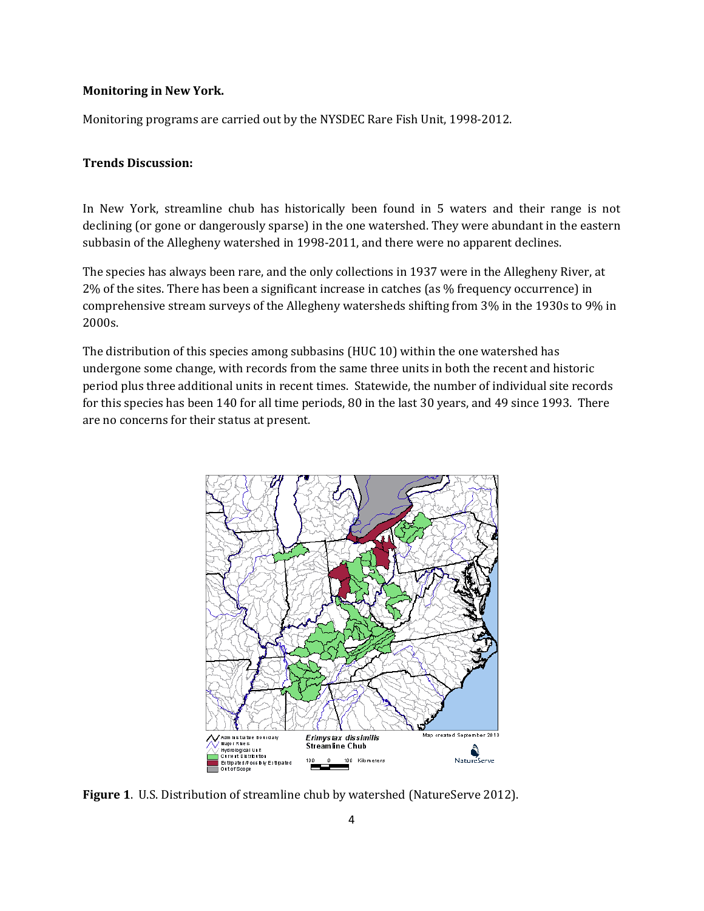**Monitoring in New York.**

Monitoring programs are carried out by the NYSDEC Rare Fish Unit, 1998-2012.

**Trends Discussion:**

In New York, streamline chub has historically been found in 5 waters and their range is not declining (or gone or dangerously sparse) in the one watershed. They were abundant in the eastern subbasin of the Allegheny watershed in 1998-2011, and there were no apparent declines.

The species has always been rare, and the only collections in 1937 were in the Allegheny River, at 2% of the sites. There has been a significant increase in catches (as % frequency occurrence) in comprehensive stream surveys of the Allegheny watersheds shifting from 3% in the 1930s to 9% in 2000s.

The distribution of this species among subbasins (HUC 10) within the one watershed has undergone some change, with records from the same three units in both the recent and historic period plus three additional units in recent times. Statewide, the number of individual site records for this species has been 140 for all time periods, 80 in the last 30 years, and 49 since 1993. There are no concerns for their status at present.

**Figure 1**. U.S. Distribution of streamline chub by watershed (NatureServe 2012).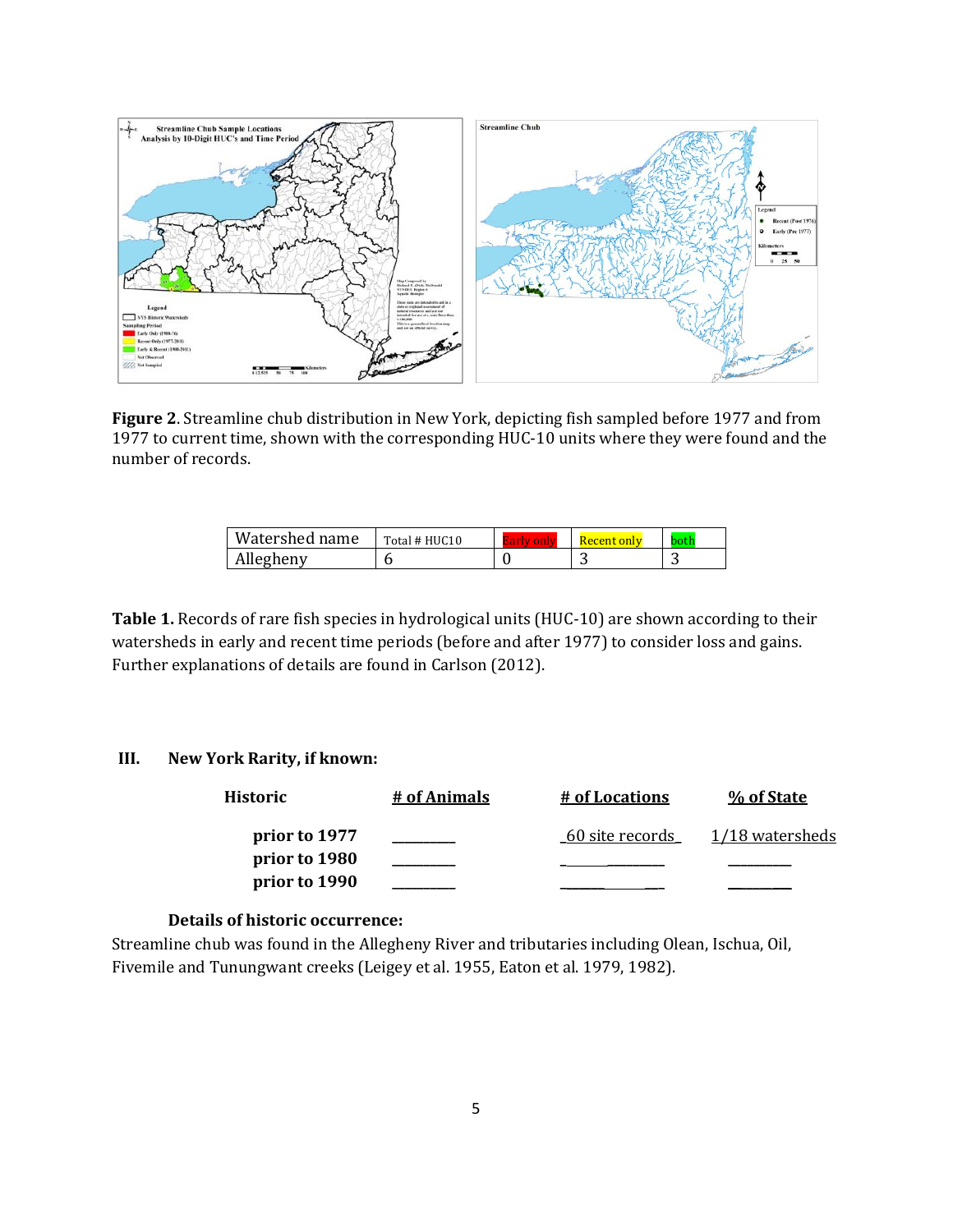**Figure 2**. Streamline chub distribution in New York, depicting fish sampled before 1977 and from 1977 to current time, shown with the corresponding HUC-10 units where they were found and the number of records.

| Watershed name | Total # HUC10 | Early only | Recent only | both |
|---|---|---|---|---|
| Allegheny | 6 | 0 | 3 | 3 |

**Table 1.** Records of rare fish species in hydrological units (HUC-10) are shown according to their watersheds in early and recent time periods (before and after 1977) to consider loss and gains. Further explanations of details are found in Carlson (2012).

## III. New York Rarity, if known:

| Historic | # of Animals | # of Locations | % of State |
|---|---|---|---|
| prior to 1977 | ________ | _60 site records_ | 1/18 watersheds |
| prior to 1980 | ________ | ________ | ________ |
| prior to 1990 | ________ | ________ | ________ |

### Details of historic occurrence:

Streamline chub was found in the Allegheny River and tributaries including Olean, Ischua, Oil, Fivemile and Tunungwant creeks (Leigey et al. 1955, Eaton et al. 1979, 1982).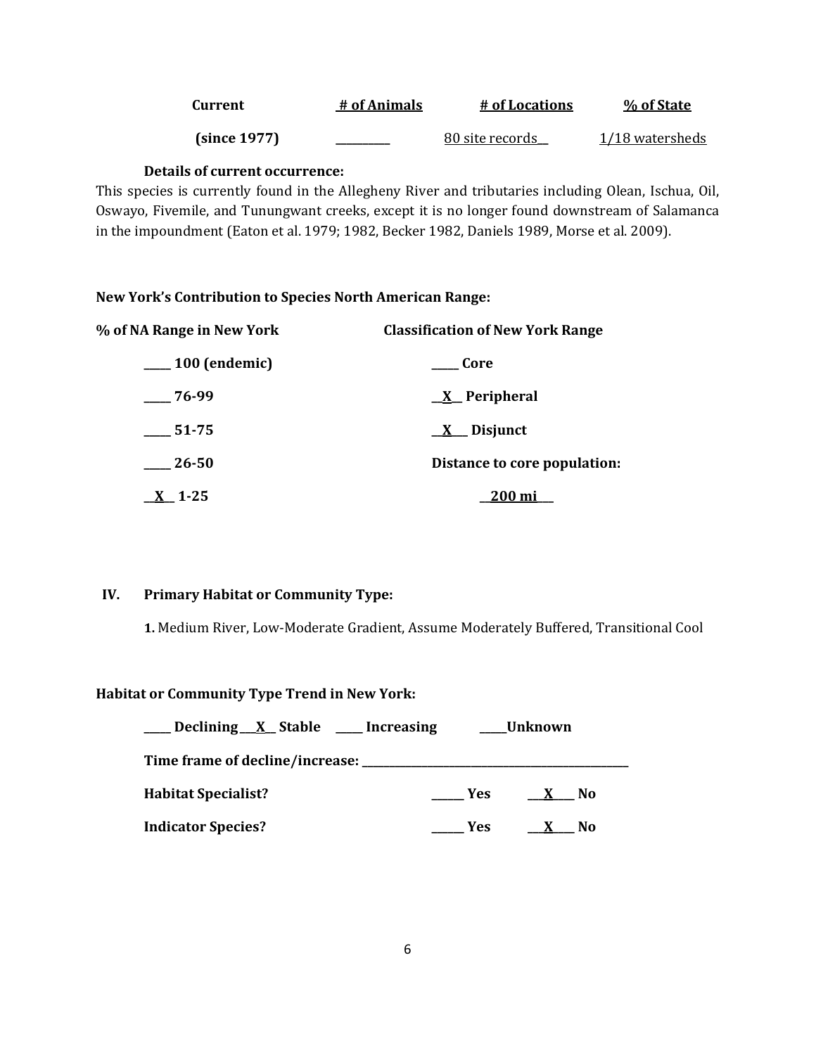| Current | # of Animals | # of Locations | % of State |
|---|---|---|---|
| (since 1977) | _________ | 80 site records__ | 1/18 watersheds |

**Details of current occurrence:**

This species is currently found in the Allegheny River and tributaries including Olean, Ischua, Oil, Oswayo, Fivemile, and Tunungwant creeks, except it is no longer found downstream of Salamanca in the impoundment (Eaton et al. 1979; 1982, Becker 1982, Daniels 1989, Morse et al. 2009).

**New York's Contribution to Species North American Range:**

| % of NA Range in New York | Classification of New York Range |
|---|---|
| _____ 100 (endemic) | _____ Core |
| _____ 76-99 | __X__ Peripheral |
| _____ 51-75 | __X___ Disjunct |
| _____ 26-50 | Distance to core population: |
| __X__ 1-25 | __200 mi___ |

## IV. Primary Habitat or Community Type:

**1.** Medium River, Low-Moderate Gradient, Assume Moderately Buffered, Transitional Cool

**Habitat or Community Type Trend in New York:**

_____ Declining ___X__ Stable _____ Increasing _____Unknown

**Time frame of decline/increase:** _______________________________________________

**Habitat Specialist?** ______ Yes ___X____ No

**Indicator Species?** ______ Yes ___X____ No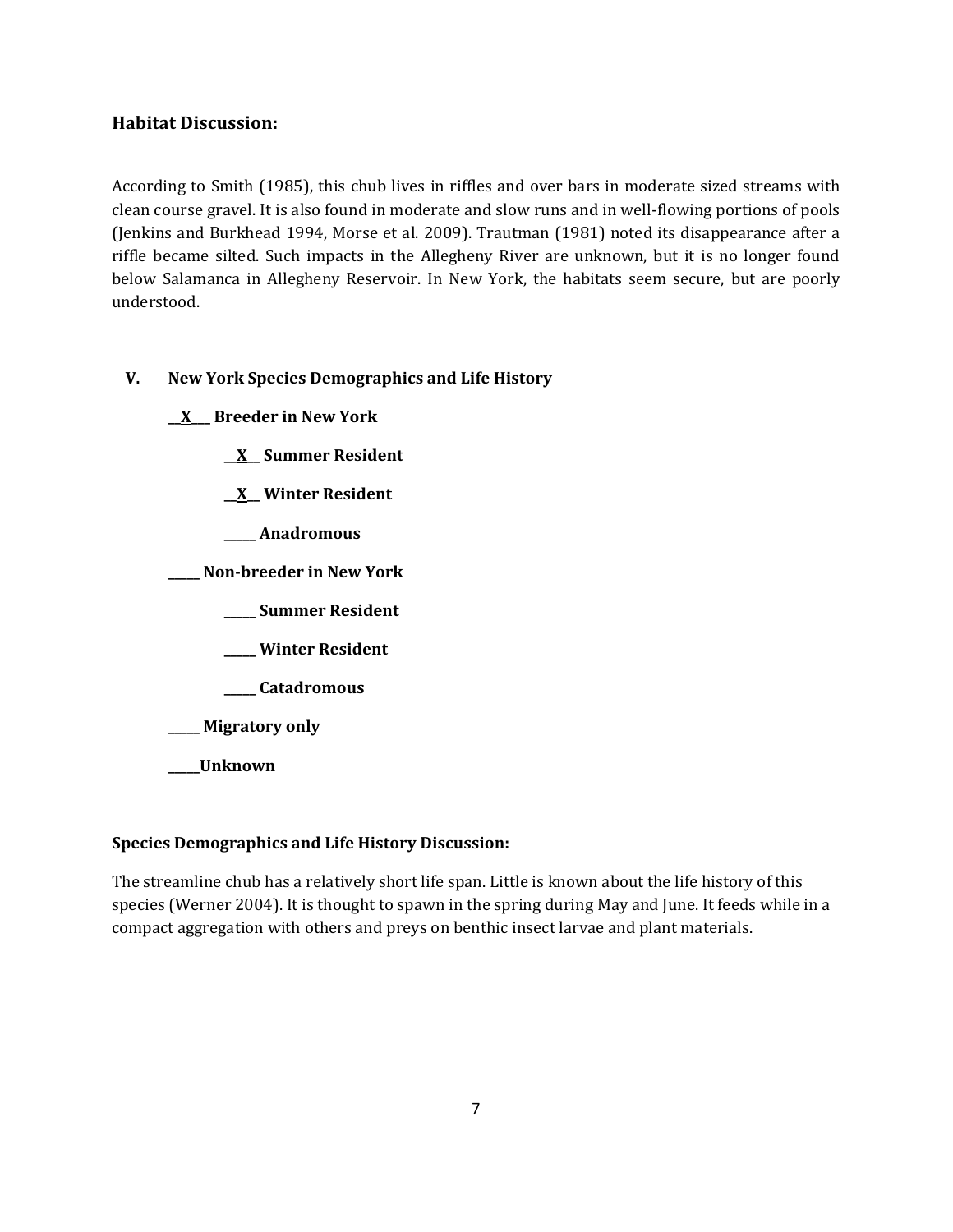### Habitat Discussion:

According to Smith (1985), this chub lives in riffles and over bars in moderate sized streams with clean course gravel. It is also found in moderate and slow runs and in well-flowing portions of pools (Jenkins and Burkhead 1994, Morse et al. 2009). Trautman (1981) noted its disappearance after a riffle became silted. Such impacts in the Allegheny River are unknown, but it is no longer found below Salamanca in Allegheny Reservoir. In New York, the habitats seem secure, but are poorly understood.

**V. New York Species Demographics and Life History**

**\_\_X\_\_\_ Breeder in New York**

**\_\_X\_\_ Summer Resident**

**\_\_X\_\_ Winter Resident**

**\_\_\_\_\_ Anadromous**

**\_\_\_\_\_ Non-breeder in New York**

**\_\_\_\_\_ Summer Resident**

**\_\_\_\_\_ Winter Resident**

**\_\_\_\_\_ Catadromous**

**\_\_\_\_\_ Migratory only**

**\_\_\_\_\_Unknown**

**Species Demographics and Life History Discussion:**

The streamline chub has a relatively short life span. Little is known about the life history of this species (Werner 2004). It is thought to spawn in the spring during May and June. It feeds while in a compact aggregation with others and preys on benthic insect larvae and plant materials.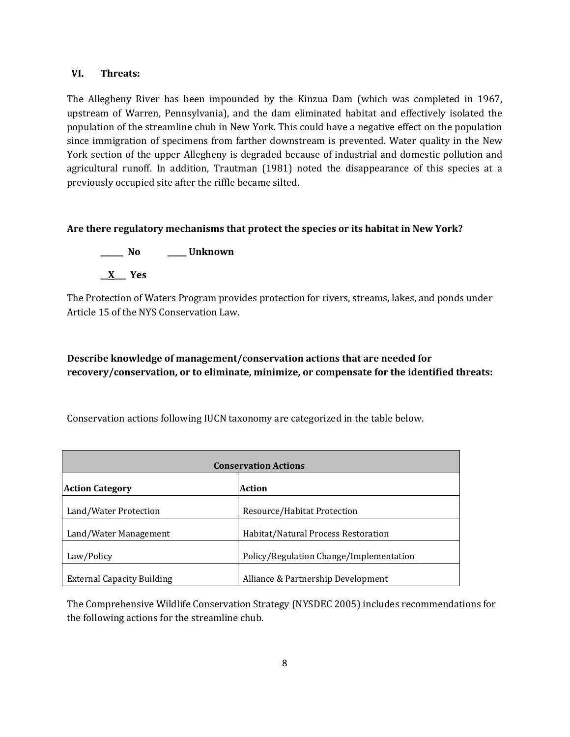## VI. Threats:

The Allegheny River has been impounded by the Kinzua Dam (which was completed in 1967, upstream of Warren, Pennsylvania), and the dam eliminated habitat and effectively isolated the population of the streamline chub in New York. This could have a negative effect on the population since immigration of specimens from farther downstream is prevented. Water quality in the New York section of the upper Allegheny is degraded because of industrial and domestic pollution and agricultural runoff. In addition, Trautman (1981) noted the disappearance of this species at a previously occupied site after the riffle became silted.

**Are there regulatory mechanisms that protect the species or its habitat in New York?**

**______ No      _____ Unknown**

**__X___ Yes**

The Protection of Waters Program provides protection for rivers, streams, lakes, and ponds under Article 15 of the NYS Conservation Law.

**Describe knowledge of management/conservation actions that are needed for recovery/conservation, or to eliminate, minimize, or compensate for the identified threats:**

Conservation actions following IUCN taxonomy are categorized in the table below.

| **Conservation Actions** | |
|---|---|
| **Action Category** | **Action** |
| Land/Water Protection | Resource/Habitat Protection |
| Land/Water Management | Habitat/Natural Process Restoration |
| Law/Policy | Policy/Regulation Change/Implementation |
| External Capacity Building | Alliance & Partnership Development |

The Comprehensive Wildlife Conservation Strategy (NYSDEC 2005) includes recommendations for the following actions for the streamline chub.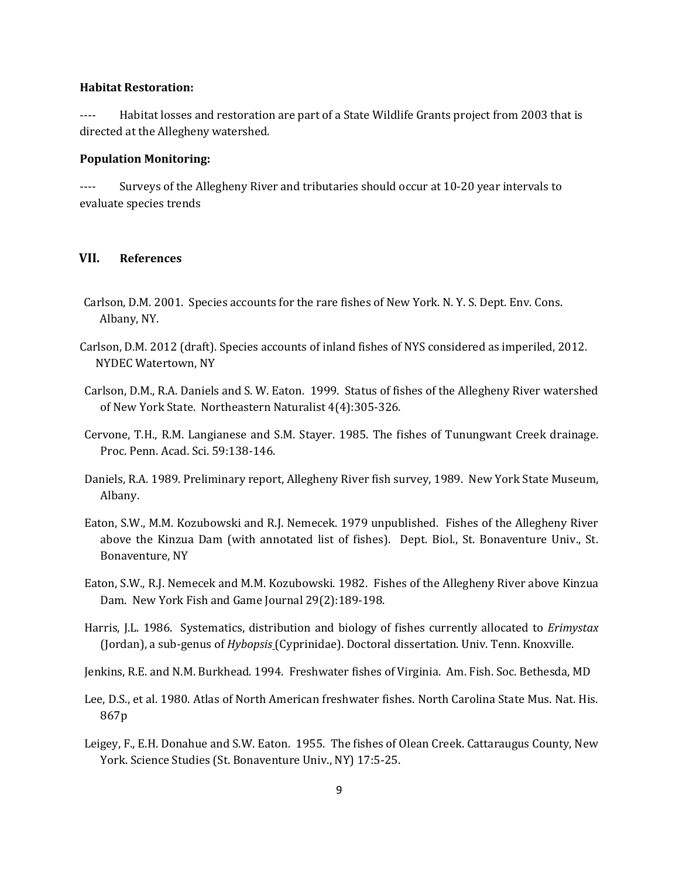**Habitat Restoration:**

---- Habitat losses and restoration are part of a State Wildlife Grants project from 2003 that is directed at the Allegheny watershed.

**Population Monitoring:**

---- Surveys of the Allegheny River and tributaries should occur at 10-20 year intervals to evaluate species trends

## VII. References

Carlson, D.M. 2001. Species accounts for the rare fishes of New York. N. Y. S. Dept. Env. Cons. Albany, NY.

Carlson, D.M. 2012 (draft). Species accounts of inland fishes of NYS considered as imperiled, 2012. NYDEC Watertown, NY

Carlson, D.M., R.A. Daniels and S. W. Eaton. 1999. Status of fishes of the Allegheny River watershed of New York State. Northeastern Naturalist 4(4):305-326.

Cervone, T.H., R.M. Langianese and S.M. Stayer. 1985. The fishes of Tunungwant Creek drainage. Proc. Penn. Acad. Sci. 59:138-146.

Daniels, R.A. 1989. Preliminary report, Allegheny River fish survey, 1989. New York State Museum, Albany.

Eaton, S.W., M.M. Kozubowski and R.J. Nemecek. 1979 unpublished. Fishes of the Allegheny River above the Kinzua Dam (with annotated list of fishes). Dept. Biol., St. Bonaventure Univ., St. Bonaventure, NY

Eaton, S.W., R.J. Nemecek and M.M. Kozubowski. 1982. Fishes of the Allegheny River above Kinzua Dam. New York Fish and Game Journal 29(2):189-198.

Harris, J.L. 1986. Systematics, distribution and biology of fishes currently allocated to *Erimystax* (Jordan), a sub-genus of *Hybopsis* (Cyprinidae). Doctoral dissertation. Univ. Tenn. Knoxville.

Jenkins, R.E. and N.M. Burkhead. 1994. Freshwater fishes of Virginia. Am. Fish. Soc. Bethesda, MD

Lee, D.S., et al. 1980. Atlas of North American freshwater fishes. North Carolina State Mus. Nat. His. 867p

Leigey, F., E.H. Donahue and S.W. Eaton. 1955. The fishes of Olean Creek. Cattaraugus County, New York. Science Studies (St. Bonaventure Univ., NY) 17:5-25.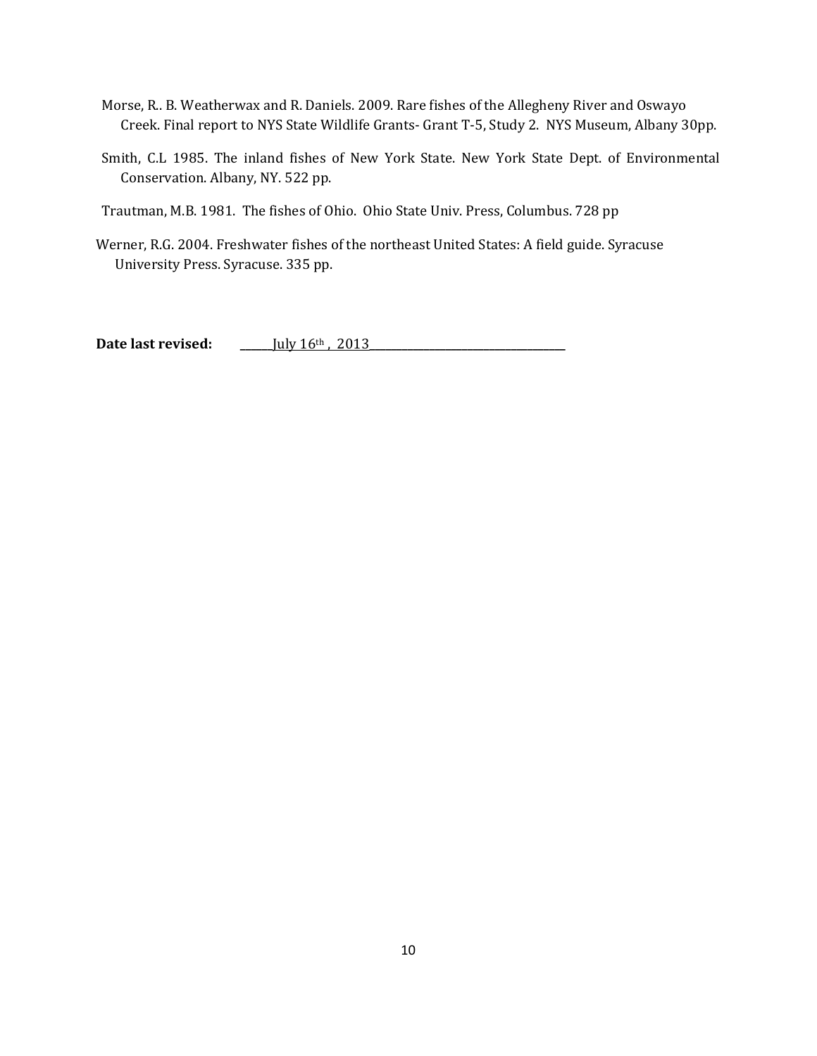Morse, R.. B. Weatherwax and R. Daniels. 2009. Rare fishes of the Allegheny River and Oswayo Creek. Final report to NYS State Wildlife Grants- Grant T-5, Study 2. NYS Museum, Albany 30pp.

Smith, C.L 1985. The inland fishes of New York State. New York State Dept. of Environmental Conservation. Albany, NY. 522 pp.

Trautman, M.B. 1981. The fishes of Ohio. Ohio State Univ. Press, Columbus. 728 pp

Werner, R.G. 2004. Freshwater fishes of the northeast United States: A field guide. Syracuse University Press. Syracuse. 335 pp.

**Date last revised:** July 16th, 2013